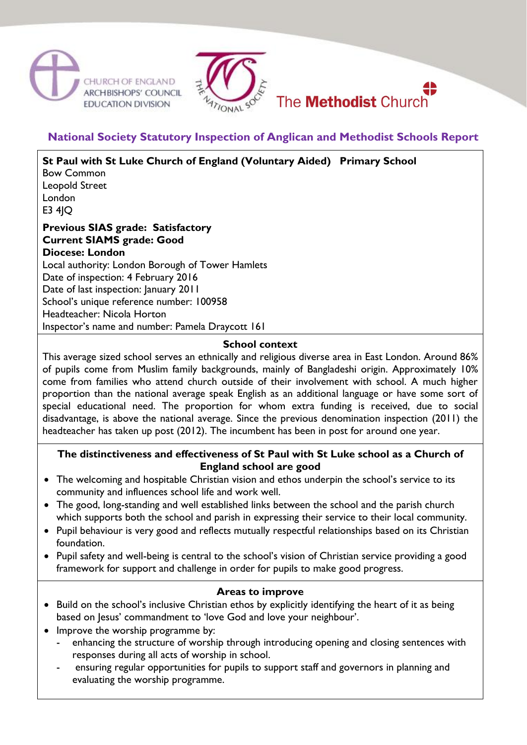CHURCH OF ENGLAND ARCHBISHOPS' COUNCIL EDUCATION DIVISION

THE NATIONAL SOCIETY

The **Methodist** Church

## National Society Statutory Inspection of Anglican and Methodist Schools Report

**St Paul with St Luke Church of England (Voluntary Aided) Primary School**
Bow Common
Leopold Street
London
E3 4JQ

**Previous SIAS grade: Satisfactory**
**Current SIAMS grade: Good**
**Diocese: London**
Local authority: London Borough of Tower Hamlets
Date of inspection: 4 February 2016
Date of last inspection: January 2011
School's unique reference number: 100958
Headteacher: Nicola Horton
Inspector's name and number: Pamela Draycott 161

### School context

This average sized school serves an ethnically and religious diverse area in East London. Around 86% of pupils come from Muslim family backgrounds, mainly of Bangladeshi origin. Approximately 10% come from families who attend church outside of their involvement with school. A much higher proportion than the national average speak English as an additional language or have some sort of special educational need. The proportion for whom extra funding is received, due to social disadvantage, is above the national average. Since the previous denomination inspection (2011) the headteacher has taken up post (2012). The incumbent has been in post for around one year.

### The distinctiveness and effectiveness of St Paul with St Luke school as a Church of England school are good

- The welcoming and hospitable Christian vision and ethos underpin the school's service to its community and influences school life and work well.
- The good, long-standing and well established links between the school and the parish church which supports both the school and parish in expressing their service to their local community.
- Pupil behaviour is very good and reflects mutually respectful relationships based on its Christian foundation.
- Pupil safety and well-being is central to the school's vision of Christian service providing a good framework for support and challenge in order for pupils to make good progress.

### Areas to improve

- Build on the school's inclusive Christian ethos by explicitly identifying the heart of it as being based on Jesus' commandment to 'love God and love your neighbour'.
- Improve the worship programme by:
  - enhancing the structure of worship through introducing opening and closing sentences with responses during all acts of worship in school.
  - ensuring regular opportunities for pupils to support staff and governors in planning and evaluating the worship programme.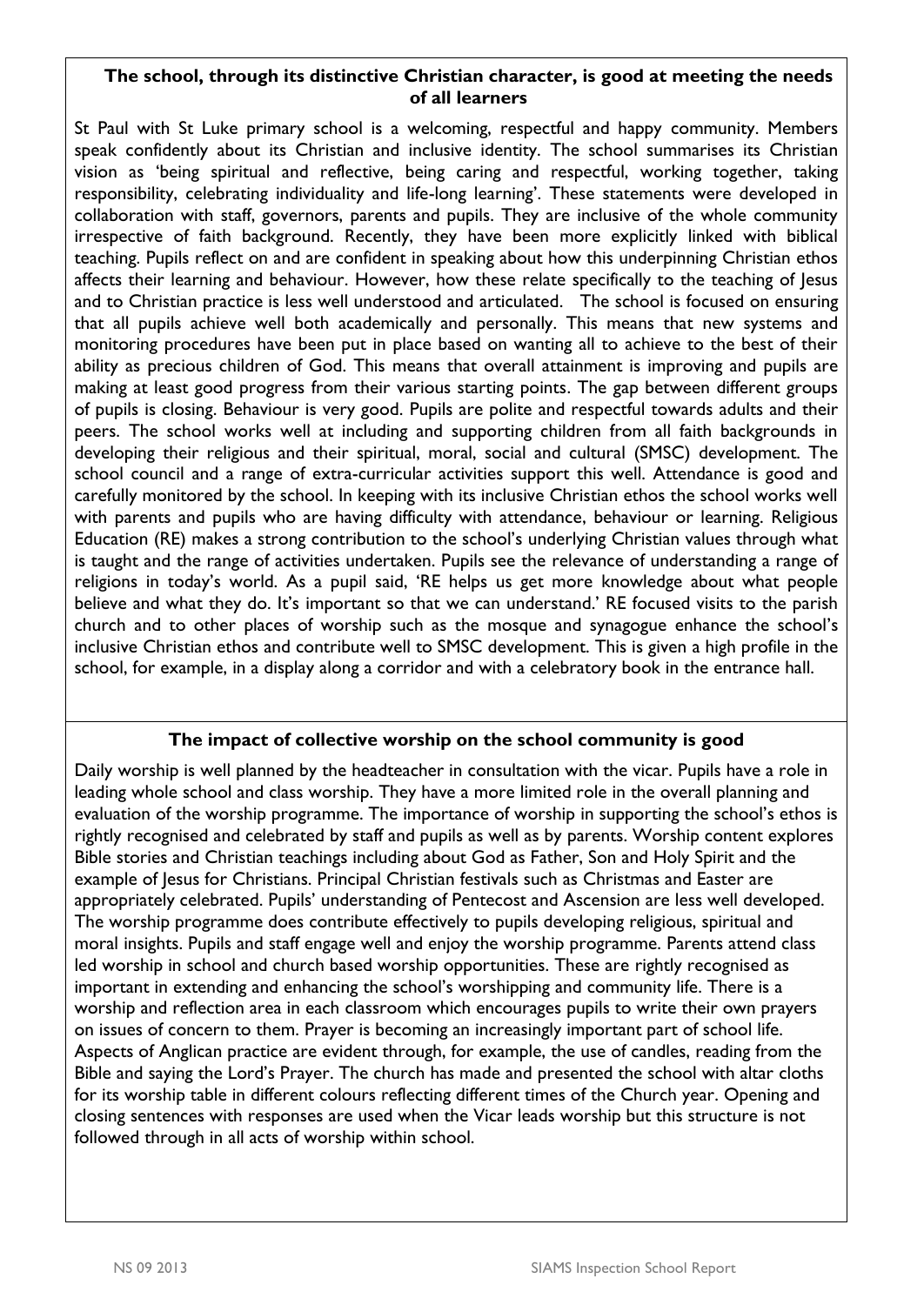## The school, through its distinctive Christian character, is good at meeting the needs of all learners

St Paul with St Luke primary school is a welcoming, respectful and happy community. Members speak confidently about its Christian and inclusive identity. The school summarises its Christian vision as 'being spiritual and reflective, being caring and respectful, working together, taking responsibility, celebrating individuality and life-long learning'. These statements were developed in collaboration with staff, governors, parents and pupils. They are inclusive of the whole community irrespective of faith background. Recently, they have been more explicitly linked with biblical teaching. Pupils reflect on and are confident in speaking about how this underpinning Christian ethos affects their learning and behaviour. However, how these relate specifically to the teaching of Jesus and to Christian practice is less well understood and articulated. The school is focused on ensuring that all pupils achieve well both academically and personally. This means that new systems and monitoring procedures have been put in place based on wanting all to achieve to the best of their ability as precious children of God. This means that overall attainment is improving and pupils are making at least good progress from their various starting points. The gap between different groups of pupils is closing. Behaviour is very good. Pupils are polite and respectful towards adults and their peers. The school works well at including and supporting children from all faith backgrounds in developing their religious and their spiritual, moral, social and cultural (SMSC) development. The school council and a range of extra-curricular activities support this well. Attendance is good and carefully monitored by the school. In keeping with its inclusive Christian ethos the school works well with parents and pupils who are having difficulty with attendance, behaviour or learning. Religious Education (RE) makes a strong contribution to the school's underlying Christian values through what is taught and the range of activities undertaken. Pupils see the relevance of understanding a range of religions in today's world. As a pupil said, 'RE helps us get more knowledge about what people believe and what they do. It's important so that we can understand.' RE focused visits to the parish church and to other places of worship such as the mosque and synagogue enhance the school's inclusive Christian ethos and contribute well to SMSC development. This is given a high profile in the school, for example, in a display along a corridor and with a celebratory book in the entrance hall.

## The impact of collective worship on the school community is good

Daily worship is well planned by the headteacher in consultation with the vicar. Pupils have a role in leading whole school and class worship. They have a more limited role in the overall planning and evaluation of the worship programme. The importance of worship in supporting the school's ethos is rightly recognised and celebrated by staff and pupils as well as by parents. Worship content explores Bible stories and Christian teachings including about God as Father, Son and Holy Spirit and the example of Jesus for Christians. Principal Christian festivals such as Christmas and Easter are appropriately celebrated. Pupils' understanding of Pentecost and Ascension are less well developed. The worship programme does contribute effectively to pupils developing religious, spiritual and moral insights. Pupils and staff engage well and enjoy the worship programme. Parents attend class led worship in school and church based worship opportunities. These are rightly recognised as important in extending and enhancing the school's worshipping and community life. There is a worship and reflection area in each classroom which encourages pupils to write their own prayers on issues of concern to them. Prayer is becoming an increasingly important part of school life. Aspects of Anglican practice are evident through, for example, the use of candles, reading from the Bible and saying the Lord's Prayer. The church has made and presented the school with altar cloths for its worship table in different colours reflecting different times of the Church year. Opening and closing sentences with responses are used when the Vicar leads worship but this structure is not followed through in all acts of worship within school.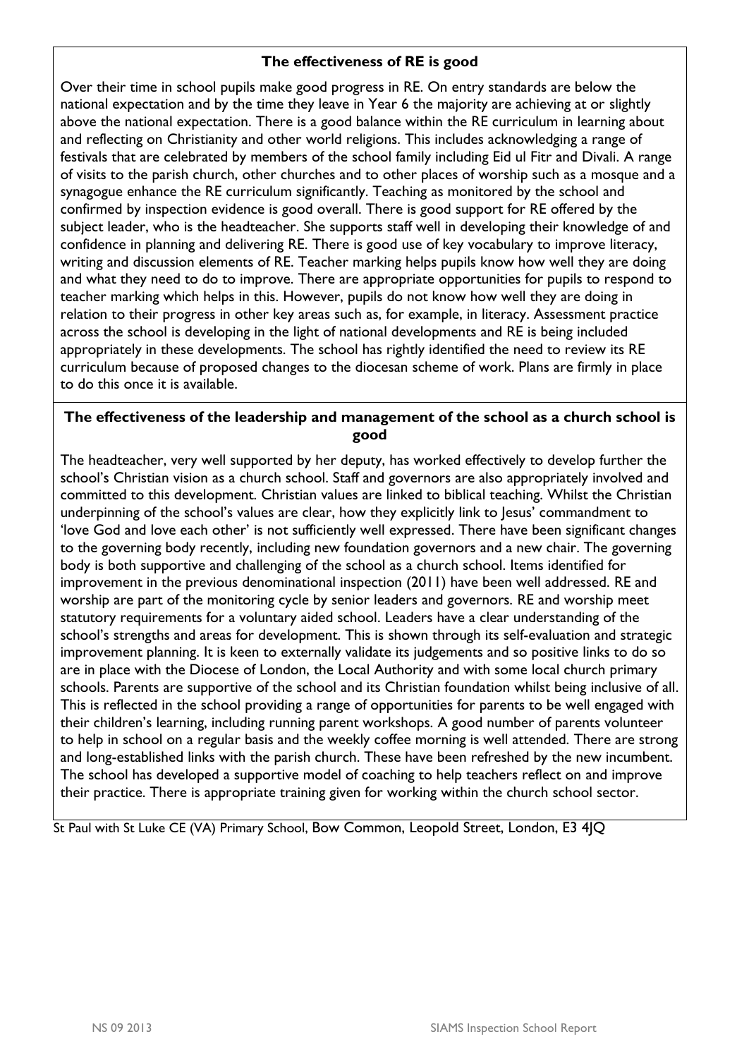### The effectiveness of RE is good

Over their time in school pupils make good progress in RE. On entry standards are below the national expectation and by the time they leave in Year 6 the majority are achieving at or slightly above the national expectation. There is a good balance within the RE curriculum in learning about and reflecting on Christianity and other world religions. This includes acknowledging a range of festivals that are celebrated by members of the school family including Eid ul Fitr and Divali. A range of visits to the parish church, other churches and to other places of worship such as a mosque and a synagogue enhance the RE curriculum significantly. Teaching as monitored by the school and confirmed by inspection evidence is good overall. There is good support for RE offered by the subject leader, who is the headteacher. She supports staff well in developing their knowledge of and confidence in planning and delivering RE. There is good use of key vocabulary to improve literacy, writing and discussion elements of RE. Teacher marking helps pupils know how well they are doing and what they need to do to improve. There are appropriate opportunities for pupils to respond to teacher marking which helps in this. However, pupils do not know how well they are doing in relation to their progress in other key areas such as, for example, in literacy. Assessment practice across the school is developing in the light of national developments and RE is being included appropriately in these developments. The school has rightly identified the need to review its RE curriculum because of proposed changes to the diocesan scheme of work. Plans are firmly in place to do this once it is available.

### The effectiveness of the leadership and management of the school as a church school is good

The headteacher, very well supported by her deputy, has worked effectively to develop further the school's Christian vision as a church school. Staff and governors are also appropriately involved and committed to this development. Christian values are linked to biblical teaching. Whilst the Christian underpinning of the school's values are clear, how they explicitly link to Jesus' commandment to 'love God and love each other' is not sufficiently well expressed. There have been significant changes to the governing body recently, including new foundation governors and a new chair. The governing body is both supportive and challenging of the school as a church school. Items identified for improvement in the previous denominational inspection (2011) have been well addressed. RE and worship are part of the monitoring cycle by senior leaders and governors. RE and worship meet statutory requirements for a voluntary aided school. Leaders have a clear understanding of the school's strengths and areas for development. This is shown through its self-evaluation and strategic improvement planning. It is keen to externally validate its judgements and so positive links to do so are in place with the Diocese of London, the Local Authority and with some local church primary schools. Parents are supportive of the school and its Christian foundation whilst being inclusive of all. This is reflected in the school providing a range of opportunities for parents to be well engaged with their children's learning, including running parent workshops. A good number of parents volunteer to help in school on a regular basis and the weekly coffee morning is well attended. There are strong and long-established links with the parish church. These have been refreshed by the new incumbent. The school has developed a supportive model of coaching to help teachers reflect on and improve their practice. There is appropriate training given for working within the church school sector.

St Paul with St Luke CE (VA) Primary School, Bow Common, Leopold Street, London, E3 4JQ